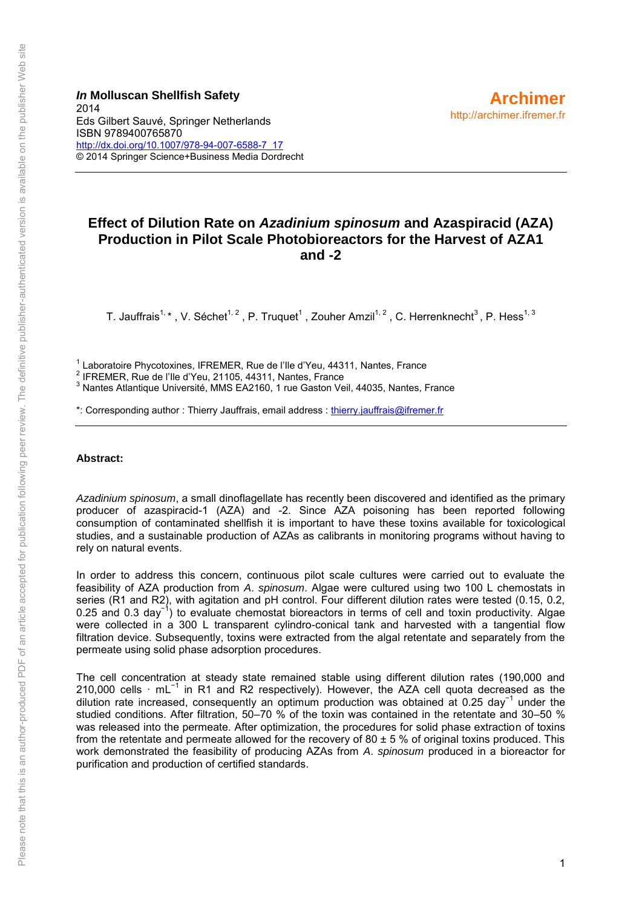*In* **Molluscan Shellfish Safety**
2014
Eds Gilbert Sauvé, Springer Netherlands
ISBN 9789400765870
http://dx.doi.org/10.1007/978-94-007-6588-7_17
© 2014 Springer Science+Business Media Dordrecht

**Archimer**
http://archimer.ifremer.fr

# Effect of Dilution Rate on *Azadinium spinosum* and Azaspiracid (AZA) Production in Pilot Scale Photobioreactors for the Harvest of AZA1 and -2

T. Jauffrais[1,*], V. Séchet[1,2], P. Truquet[1], Zouher Amzil[1,2], C. Herrenknecht[3], P. Hess[1,3]

[1] Laboratoire Phycotoxines, IFREMER, Rue de l'Ile d'Yeu, 44311, Nantes, France
[2] IFREMER, Rue de l'Ile d'Yeu, 21105, 44311, Nantes, France
[3] Nantes Atlantique Université, MMS EA2160, 1 rue Gaston Veil, 44035, Nantes, France

*: Corresponding author : Thierry Jauffrais, email address : thierry.jauffrais@ifremer.fr

**Abstract:**

*Azadinium spinosum*, a small dinoflagellate has recently been discovered and identified as the primary producer of azaspiracid-1 (AZA) and -2. Since AZA poisoning has been reported following consumption of contaminated shellfish it is important to have these toxins available for toxicological studies, and a sustainable production of AZAs as calibrants in monitoring programs without having to rely on natural events.

In order to address this concern, continuous pilot scale cultures were carried out to evaluate the feasibility of AZA production from *A. spinosum*. Algae were cultured using two 100 L chemostats in series (R1 and R2), with agitation and pH control. Four different dilution rates were tested (0.15, 0.2, 0.25 and 0.3 day$^{-1}$) to evaluate chemostat bioreactors in terms of cell and toxin productivity. Algae were collected in a 300 L transparent cylindro-conical tank and harvested with a tangential flow filtration device. Subsequently, toxins were extracted from the algal retentate and separately from the permeate using solid phase adsorption procedures.

The cell concentration at steady state remained stable using different dilution rates (190,000 and 210,000 cells · mL$^{-1}$ in R1 and R2 respectively). However, the AZA cell quota decreased as the dilution rate increased, consequently an optimum production was obtained at 0.25 day$^{-1}$ under the studied conditions. After filtration, 50–70 % of the toxin was contained in the retentate and 30–50 % was released into the permeate. After optimization, the procedures for solid phase extraction of toxins from the retentate and permeate allowed for the recovery of 80 ± 5 % of original toxins produced. This work demonstrated the feasibility of producing AZAs from *A. spinosum* produced in a bioreactor for purification and production of certified standards.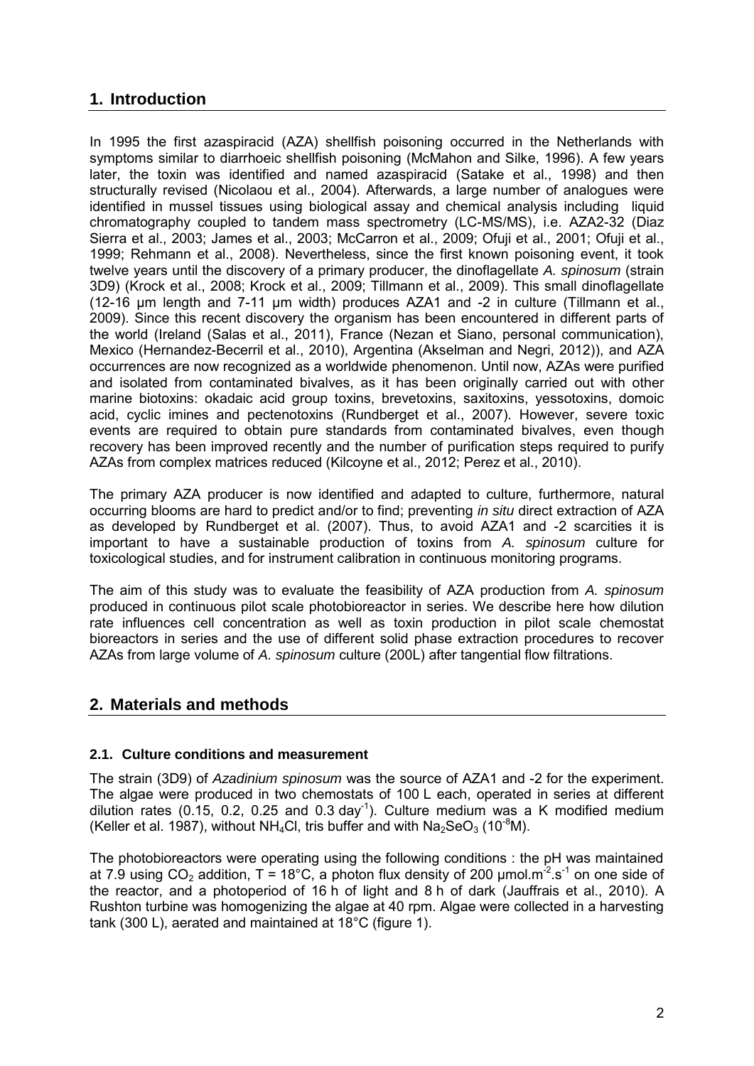## 1. Introduction

In 1995 the first azaspiracid (AZA) shellfish poisoning occurred in the Netherlands with symptoms similar to diarrhoeic shellfish poisoning (McMahon and Silke, 1996). A few years later, the toxin was identified and named azaspiracid (Satake et al., 1998) and then structurally revised (Nicolaou et al., 2004). Afterwards, a large number of analogues were identified in mussel tissues using biological assay and chemical analysis including liquid chromatography coupled to tandem mass spectrometry (LC-MS/MS), i.e. AZA2-32 (Diaz Sierra et al., 2003; James et al., 2003; McCarron et al., 2009; Ofuji et al., 2001; Ofuji et al., 1999; Rehmann et al., 2008). Nevertheless, since the first known poisoning event, it took twelve years until the discovery of a primary producer, the dinoflagellate *A. spinosum* (strain 3D9) (Krock et al., 2008; Krock et al., 2009; Tillmann et al., 2009). This small dinoflagellate (12-16 µm length and 7-11 µm width) produces AZA1 and -2 in culture (Tillmann et al., 2009). Since this recent discovery the organism has been encountered in different parts of the world (Ireland (Salas et al., 2011), France (Nezan et Siano, personal communication), Mexico (Hernandez-Becerril et al., 2010), Argentina (Akselman and Negri, 2012)), and AZA occurrences are now recognized as a worldwide phenomenon. Until now, AZAs were purified and isolated from contaminated bivalves, as it has been originally carried out with other marine biotoxins: okadaic acid group toxins, brevetoxins, saxitoxins, yessotoxins, domoic acid, cyclic imines and pectenotoxins (Rundberget et al., 2007). However, severe toxic events are required to obtain pure standards from contaminated bivalves, even though recovery has been improved recently and the number of purification steps required to purify AZAs from complex matrices reduced (Kilcoyne et al., 2012; Perez et al., 2010).

The primary AZA producer is now identified and adapted to culture, furthermore, natural occurring blooms are hard to predict and/or to find; preventing *in situ* direct extraction of AZA as developed by Rundberget et al. (2007). Thus, to avoid AZA1 and -2 scarcities it is important to have a sustainable production of toxins from *A. spinosum* culture for toxicological studies, and for instrument calibration in continuous monitoring programs.

The aim of this study was to evaluate the feasibility of AZA production from *A. spinosum* produced in continuous pilot scale photobioreactor in series. We describe here how dilution rate influences cell concentration as well as toxin production in pilot scale chemostat bioreactors in series and the use of different solid phase extraction procedures to recover AZAs from large volume of *A. spinosum* culture (200L) after tangential flow filtrations.

## 2. Materials and methods

### 2.1. Culture conditions and measurement

The strain (3D9) of *Azadinium spinosum* was the source of AZA1 and -2 for the experiment. The algae were produced in two chemostats of 100 L each, operated in series at different dilution rates (0.15, 0.2, 0.25 and 0.3 day$^{-1}$). Culture medium was a K modified medium (Keller et al. 1987), without $NH_4Cl$, tris buffer and with $Na_2SeO_3$ ($10^{-8}$M).

The photobioreactors were operating using the following conditions : the pH was maintained at 7.9 using $CO_2$ addition, T = 18°C, a photon flux density of 200 µmol.m$^{-2}$.s$^{-1}$ on one side of the reactor, and a photoperiod of 16 h of light and 8 h of dark (Jauffrais et al., 2010). A Rushton turbine was homogenizing the algae at 40 rpm. Algae were collected in a harvesting tank (300 L), aerated and maintained at 18°C (figure 1).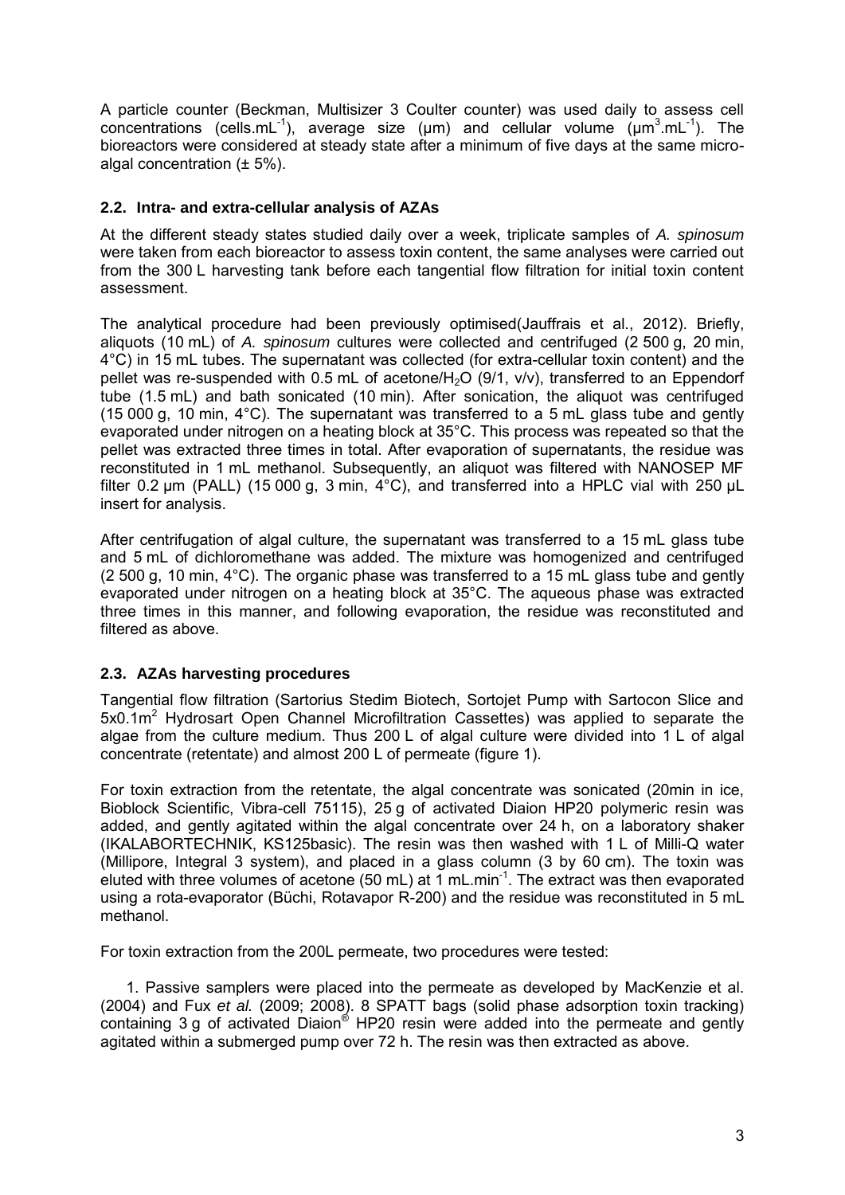A particle counter (Beckman, Multisizer 3 Coulter counter) was used daily to assess cell concentrations (cells.mL$^{-1}$), average size (µm) and cellular volume (µm$^{3}$.mL$^{-1}$). The bioreactors were considered at steady state after a minimum of five days at the same micro-algal concentration (± 5%).

## 2.2. Intra- and extra-cellular analysis of AZAs

At the different steady states studied daily over a week, triplicate samples of *A. spinosum* were taken from each bioreactor to assess toxin content, the same analyses were carried out from the 300 L harvesting tank before each tangential flow filtration for initial toxin content assessment.

The analytical procedure had been previously optimised(Jauffrais et al., 2012). Briefly, aliquots (10 mL) of *A. spinosum* cultures were collected and centrifuged (2 500 g, 20 min, 4°C) in 15 mL tubes. The supernatant was collected (for extra-cellular toxin content) and the pellet was re-suspended with 0.5 mL of acetone/$H_2O$ (9/1, v/v), transferred to an Eppendorf tube (1.5 mL) and bath sonicated (10 min). After sonication, the aliquot was centrifuged (15 000 g, 10 min, 4°C). The supernatant was transferred to a 5 mL glass tube and gently evaporated under nitrogen on a heating block at 35°C. This process was repeated so that the pellet was extracted three times in total. After evaporation of supernatants, the residue was reconstituted in 1 mL methanol. Subsequently, an aliquot was filtered with NANOSEP MF filter 0.2 µm (PALL) (15 000 g, 3 min, 4°C), and transferred into a HPLC vial with 250 µL insert for analysis.

After centrifugation of algal culture, the supernatant was transferred to a 15 mL glass tube and 5 mL of dichloromethane was added. The mixture was homogenized and centrifuged (2 500 g, 10 min, 4°C). The organic phase was transferred to a 15 mL glass tube and gently evaporated under nitrogen on a heating block at 35°C. The aqueous phase was extracted three times in this manner, and following evaporation, the residue was reconstituted and filtered as above.

## 2.3. AZAs harvesting procedures

Tangential flow filtration (Sartorius Stedim Biotech, Sortojet Pump with Sartocon Slice and 5x0.1m$^{2}$ Hydrosart Open Channel Microfiltration Cassettes) was applied to separate the algae from the culture medium. Thus 200 L of algal culture were divided into 1 L of algal concentrate (retentate) and almost 200 L of permeate (figure 1).

For toxin extraction from the retentate, the algal concentrate was sonicated (20min in ice, Bioblock Scientific, Vibra-cell 75115), 25 g of activated Diaion HP20 polymeric resin was added, and gently agitated within the algal concentrate over 24 h, on a laboratory shaker (IKALABORTECHNIK, KS125basic). The resin was then washed with 1 L of Milli-Q water (Millipore, Integral 3 system), and placed in a glass column (3 by 60 cm). The toxin was eluted with three volumes of acetone (50 mL) at 1 mL.min$^{-1}$. The extract was then evaporated using a rota-evaporator (Büchi, Rotavapor R-200) and the residue was reconstituted in 5 mL methanol.

For toxin extraction from the 200L permeate, two procedures were tested:

1. Passive samplers were placed into the permeate as developed by MacKenzie et al. (2004) and Fux *et al.* (2009; 2008). 8 SPATT bags (solid phase adsorption toxin tracking) containing 3 g of activated Diaion® HP20 resin were added into the permeate and gently agitated within a submerged pump over 72 h. The resin was then extracted as above.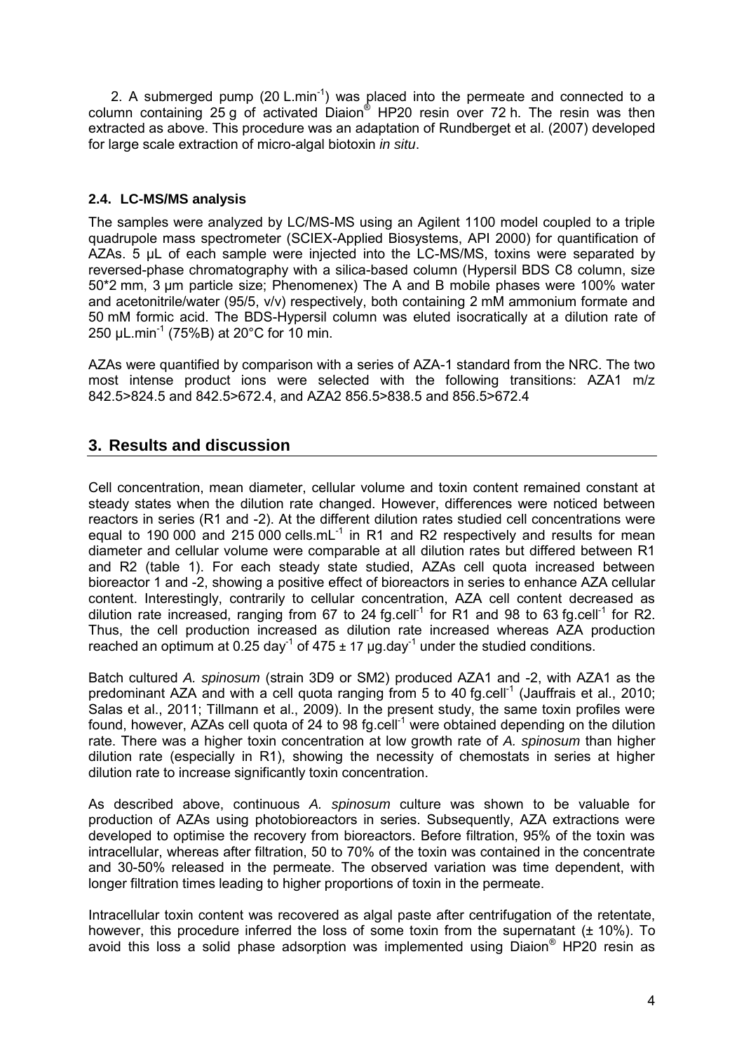2. A submerged pump (20 L.min$^{-1}$) was placed into the permeate and connected to a column containing 25 g of activated Diaion® HP20 resin over 72 h. The resin was then extracted as above. This procedure was an adaptation of Rundberget et al. (2007) developed for large scale extraction of micro-algal biotoxin *in situ*.

### 2.4. LC-MS/MS analysis

The samples were analyzed by LC/MS-MS using an Agilent 1100 model coupled to a triple quadrupole mass spectrometer (SCIEX-Applied Biosystems, API 2000) for quantification of AZAs. 5 µL of each sample were injected into the LC-MS/MS, toxins were separated by reversed-phase chromatography with a silica-based column (Hypersil BDS C8 column, size 50*2 mm, 3 µm particle size; Phenomenex) The A and B mobile phases were 100% water and acetonitrile/water (95/5, v/v) respectively, both containing 2 mM ammonium formate and 50 mM formic acid. The BDS-Hypersil column was eluted isocratically at a dilution rate of 250 µL.min$^{-1}$ (75%B) at 20°C for 10 min.

AZAs were quantified by comparison with a series of AZA-1 standard from the NRC. The two most intense product ions were selected with the following transitions: AZA1 m/z 842.5>824.5 and 842.5>672.4, and AZA2 856.5>838.5 and 856.5>672.4

## 3. Results and discussion

Cell concentration, mean diameter, cellular volume and toxin content remained constant at steady states when the dilution rate changed. However, differences were noticed between reactors in series (R1 and -2). At the different dilution rates studied cell concentrations were equal to 190 000 and 215 000 cells.mL$^{-1}$ in R1 and R2 respectively and results for mean diameter and cellular volume were comparable at all dilution rates but differed between R1 and R2 (table 1). For each steady state studied, AZAs cell quota increased between bioreactor 1 and -2, showing a positive effect of bioreactors in series to enhance AZA cellular content. Interestingly, contrarily to cellular concentration, AZA cell content decreased as dilution rate increased, ranging from 67 to 24 fg.cell$^{-1}$ for R1 and 98 to 63 fg.cell$^{-1}$ for R2. Thus, the cell production increased as dilution rate increased whereas AZA production reached an optimum at 0.25 day$^{-1}$ of 475 ± 17 µg.day$^{-1}$ under the studied conditions.

Batch cultured *A. spinosum* (strain 3D9 or SM2) produced AZA1 and -2, with AZA1 as the predominant AZA and with a cell quota ranging from 5 to 40 fg.cell$^{-1}$ (Jauffrais et al., 2010; Salas et al., 2011; Tillmann et al., 2009). In the present study, the same toxin profiles were found, however, AZAs cell quota of 24 to 98 fg.cell$^{-1}$ were obtained depending on the dilution rate. There was a higher toxin concentration at low growth rate of *A. spinosum* than higher dilution rate (especially in R1), showing the necessity of chemostats in series at higher dilution rate to increase significantly toxin concentration.

As described above, continuous *A. spinosum* culture was shown to be valuable for production of AZAs using photobioreactors in series. Subsequently, AZA extractions were developed to optimise the recovery from bioreactors. Before filtration, 95% of the toxin was intracellular, whereas after filtration, 50 to 70% of the toxin was contained in the concentrate and 30-50% released in the permeate. The observed variation was time dependent, with longer filtration times leading to higher proportions of toxin in the permeate.

Intracellular toxin content was recovered as algal paste after centrifugation of the retentate, however, this procedure inferred the loss of some toxin from the supernatant (± 10%). To avoid this loss a solid phase adsorption was implemented using Diaion® HP20 resin as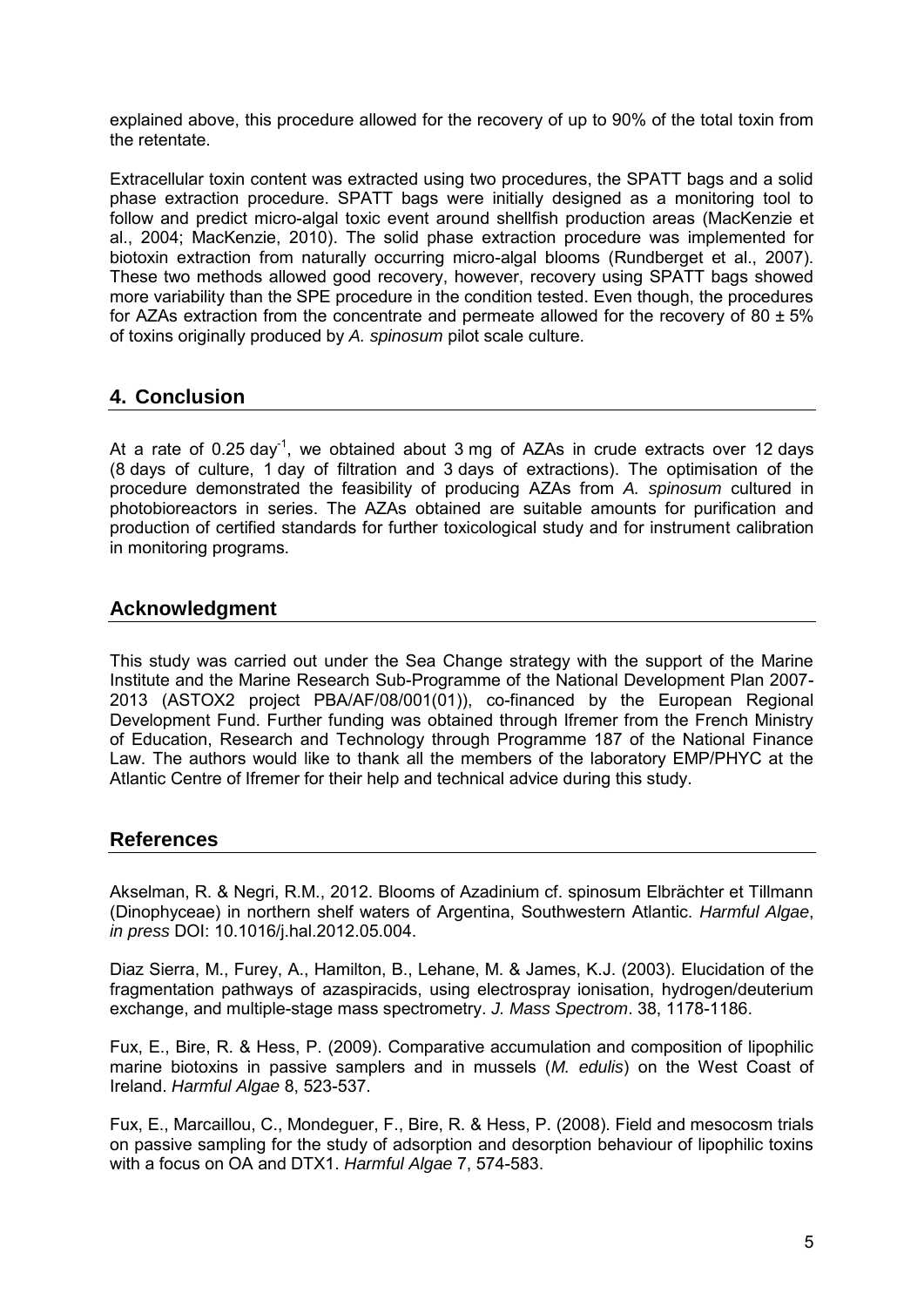explained above, this procedure allowed for the recovery of up to 90% of the total toxin from the retentate.

Extracellular toxin content was extracted using two procedures, the SPATT bags and a solid phase extraction procedure. SPATT bags were initially designed as a monitoring tool to follow and predict micro-algal toxic event around shellfish production areas (MacKenzie et al., 2004; MacKenzie, 2010). The solid phase extraction procedure was implemented for biotoxin extraction from naturally occurring micro-algal blooms (Rundberget et al., 2007). These two methods allowed good recovery, however, recovery using SPATT bags showed more variability than the SPE procedure in the condition tested. Even though, the procedures for AZAs extraction from the concentrate and permeate allowed for the recovery of 80 ± 5% of toxins originally produced by *A. spinosum* pilot scale culture.

## 4. Conclusion

At a rate of 0.25 $day^{-1}$, we obtained about 3 mg of AZAs in crude extracts over 12 days (8 days of culture, 1 day of filtration and 3 days of extractions). The optimisation of the procedure demonstrated the feasibility of producing AZAs from *A. spinosum* cultured in photobioreactors in series. The AZAs obtained are suitable amounts for purification and production of certified standards for further toxicological study and for instrument calibration in monitoring programs.

## Acknowledgment

This study was carried out under the Sea Change strategy with the support of the Marine Institute and the Marine Research Sub-Programme of the National Development Plan 2007-2013 (ASTOX2 project PBA/AF/08/001(01)), co-financed by the European Regional Development Fund. Further funding was obtained through Ifremer from the French Ministry of Education, Research and Technology through Programme 187 of the National Finance Law. The authors would like to thank all the members of the laboratory EMP/PHYC at the Atlantic Centre of Ifremer for their help and technical advice during this study.

## References

Akselman, R. & Negri, R.M., 2012. Blooms of Azadinium cf. spinosum Elbrächter et Tillmann (Dinophyceae) in northern shelf waters of Argentina, Southwestern Atlantic. *Harmful Algae*, *in press* DOI: 10.1016/j.hal.2012.05.004.

Diaz Sierra, M., Furey, A., Hamilton, B., Lehane, M. & James, K.J. (2003). Elucidation of the fragmentation pathways of azaspiracids, using electrospray ionisation, hydrogen/deuterium exchange, and multiple-stage mass spectrometry. *J. Mass Spectrom*. 38, 1178-1186.

Fux, E., Bire, R. & Hess, P. (2009). Comparative accumulation and composition of lipophilic marine biotoxins in passive samplers and in mussels (*M. edulis*) on the West Coast of Ireland. *Harmful Algae* 8, 523-537.

Fux, E., Marcaillou, C., Mondeguer, F., Bire, R. & Hess, P. (2008). Field and mesocosm trials on passive sampling for the study of adsorption and desorption behaviour of lipophilic toxins with a focus on OA and DTX1. *Harmful Algae* 7, 574-583.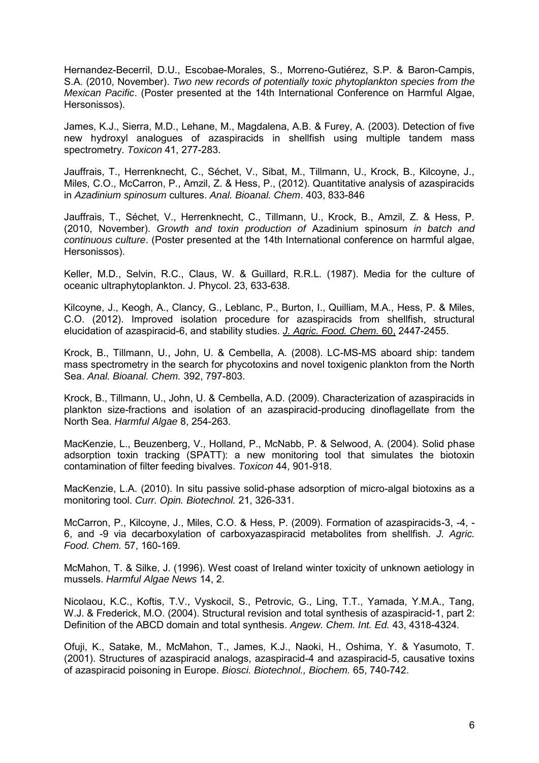Hernandez-Becerril, D.U., Escobae-Morales, S., Morreno-Gutiérez, S.P. & Baron-Campis, S.A. (2010, November). *Two new records of potentially toxic phytoplankton species from the Mexican Pacific*. (Poster presented at the 14th International Conference on Harmful Algae, Hersonissos).

James, K.J., Sierra, M.D., Lehane, M., Magdalena, A.B. & Furey, A. (2003). Detection of five new hydroxyl analogues of azaspiracids in shellfish using multiple tandem mass spectrometry. *Toxicon* 41, 277-283.

Jauffrais, T., Herrenknecht, C., Séchet, V., Sibat, M., Tillmann, U., Krock, B., Kilcoyne, J., Miles, C.O., McCarron, P., Amzil, Z. & Hess, P., (2012). Quantitative analysis of azaspiracids in *Azadinium spinosum* cultures. *Anal. Bioanal. Chem*. 403, 833-846

Jauffrais, T., Séchet, V., Herrenknecht, C., Tillmann, U., Krock, B., Amzil, Z. & Hess, P. (2010, November). *Growth and toxin production of* Azadinium spinosum *in batch and continuous culture*. (Poster presented at the 14th International conference on harmful algae, Hersonissos).

Keller, M.D., Selvin, R.C., Claus, W. & Guillard, R.R.L. (1987). Media for the culture of oceanic ultraphytoplankton. J. Phycol. 23, 633-638.

Kilcoyne, J., Keogh, A., Clancy, G., Leblanc, P., Burton, I., Quilliam, M.A., Hess, P. & Miles, C.O. (2012). Improved isolation procedure for azaspiracids from shellfish, structural elucidation of azaspiracid-6, and stability studies. *J. Agric. Food. Chem.* 60, 2447-2455.

Krock, B., Tillmann, U., John, U. & Cembella, A. (2008). LC-MS-MS aboard ship: tandem mass spectrometry in the search for phycotoxins and novel toxigenic plankton from the North Sea. *Anal. Bioanal. Chem.* 392, 797-803.

Krock, B., Tillmann, U., John, U. & Cembella, A.D. (2009). Characterization of azaspiracids in plankton size-fractions and isolation of an azaspiracid-producing dinoflagellate from the North Sea. *Harmful Algae* 8, 254-263.

MacKenzie, L., Beuzenberg, V., Holland, P., McNabb, P. & Selwood, A. (2004). Solid phase adsorption toxin tracking (SPATT): a new monitoring tool that simulates the biotoxin contamination of filter feeding bivalves. *Toxicon* 44, 901-918.

MacKenzie, L.A. (2010). In situ passive solid-phase adsorption of micro-algal biotoxins as a monitoring tool. *Curr. Opin. Biotechnol.* 21, 326-331.

McCarron, P., Kilcoyne, J., Miles, C.O. & Hess, P. (2009). Formation of azaspiracids-3, -4, -6, and -9 via decarboxylation of carboxyazaspiracid metabolites from shellfish. *J. Agric. Food. Chem.* 57, 160-169.

McMahon, T. & Silke, J. (1996). West coast of Ireland winter toxicity of unknown aetiology in mussels. *Harmful Algae News* 14, 2.

Nicolaou, K.C., Koftis, T.V., Vyskocil, S., Petrovic, G., Ling, T.T., Yamada, Y.M.A., Tang, W.J. & Frederick, M.O. (2004). Structural revision and total synthesis of azaspiracid-1, part 2: Definition of the ABCD domain and total synthesis. *Angew. Chem. Int. Ed.* 43, 4318-4324.

Ofuji, K., Satake, M., McMahon, T., James, K.J., Naoki, H., Oshima, Y. & Yasumoto, T. (2001). Structures of azaspiracid analogs, azaspiracid-4 and azaspiracid-5, causative toxins of azaspiracid poisoning in Europe. *Biosci. Biotechnol., Biochem.* 65, 740-742.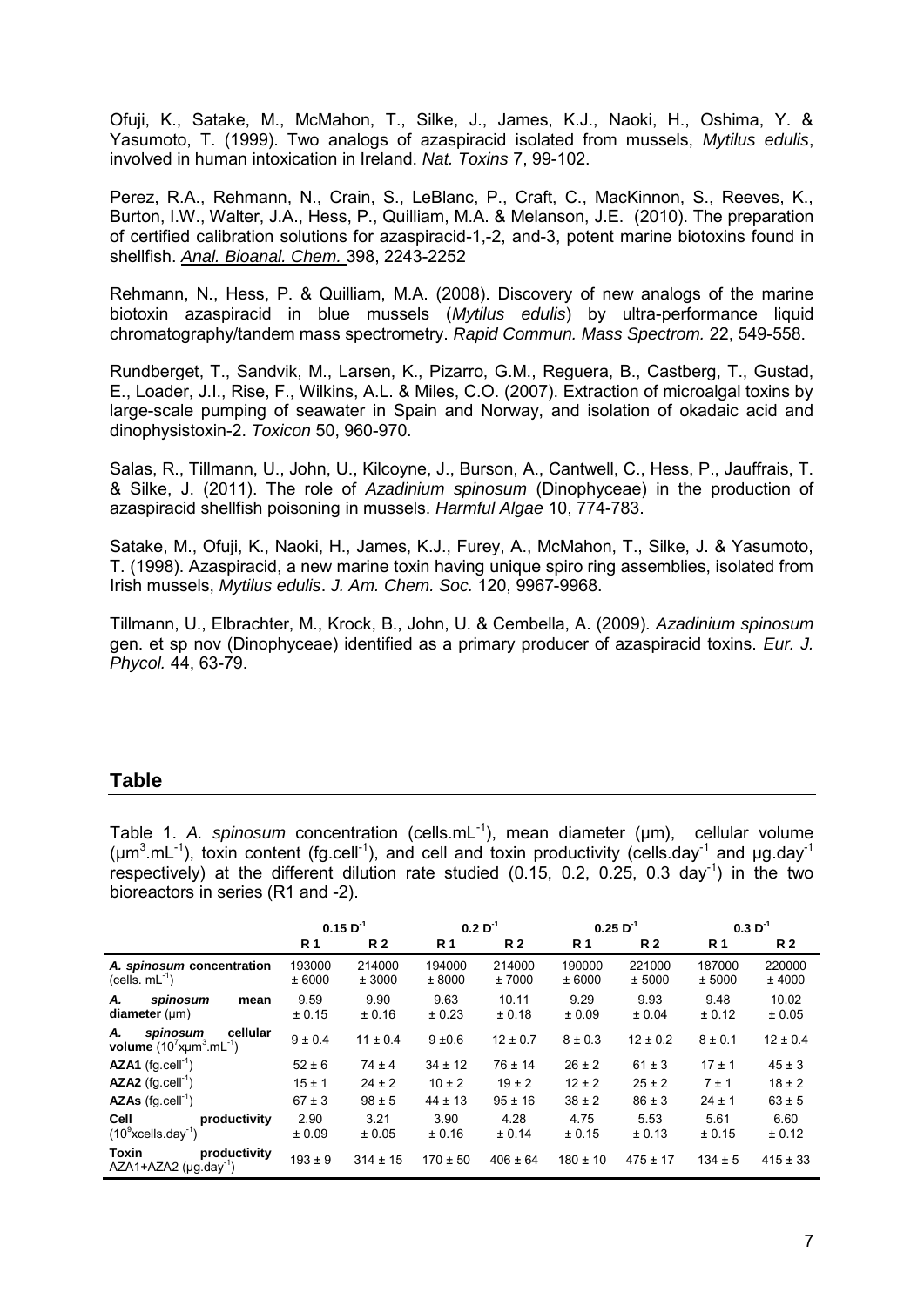Ofuji, K., Satake, M., McMahon, T., Silke, J., James, K.J., Naoki, H., Oshima, Y. & Yasumoto, T. (1999). Two analogs of azaspiracid isolated from mussels, *Mytilus edulis*, involved in human intoxication in Ireland. *Nat. Toxins* 7, 99-102.

Perez, R.A., Rehmann, N., Crain, S., LeBlanc, P., Craft, C., MacKinnon, S., Reeves, K., Burton, I.W., Walter, J.A., Hess, P., Quilliam, M.A. & Melanson, J.E. (2010). The preparation of certified calibration solutions for azaspiracid-1,-2, and-3, potent marine biotoxins found in shellfish. *Anal. Bioanal. Chem.* 398, 2243-2252

Rehmann, N., Hess, P. & Quilliam, M.A. (2008). Discovery of new analogs of the marine biotoxin azaspiracid in blue mussels (*Mytilus edulis*) by ultra-performance liquid chromatography/tandem mass spectrometry. *Rapid Commun. Mass Spectrom.* 22, 549-558.

Rundberget, T., Sandvik, M., Larsen, K., Pizarro, G.M., Reguera, B., Castberg, T., Gustad, E., Loader, J.I., Rise, F., Wilkins, A.L. & Miles, C.O. (2007). Extraction of microalgal toxins by large-scale pumping of seawater in Spain and Norway, and isolation of okadaic acid and dinophysistoxin-2. *Toxicon* 50, 960-970.

Salas, R., Tillmann, U., John, U., Kilcoyne, J., Burson, A., Cantwell, C., Hess, P., Jauffrais, T. & Silke, J. (2011). The role of *Azadinium spinosum* (Dinophyceae) in the production of azaspiracid shellfish poisoning in mussels. *Harmful Algae* 10, 774-783.

Satake, M., Ofuji, K., Naoki, H., James, K.J., Furey, A., McMahon, T., Silke, J. & Yasumoto, T. (1998). Azaspiracid, a new marine toxin having unique spiro ring assemblies, isolated from Irish mussels, *Mytilus edulis*. *J. Am. Chem. Soc.* 120, 9967-9968.

Tillmann, U., Elbrachter, M., Krock, B., John, U. & Cembella, A. (2009). *Azadinium spinosum* gen. et sp nov (Dinophyceae) identified as a primary producer of azaspiracid toxins. *Eur. J. Phycol.* 44, 63-79.

## Table

Table 1. *A. spinosum* concentration (cells.mL$^{-1}$), mean diameter (µm), cellular volume (µm$^{3}$.mL$^{-1}$), toxin content (fg.cell$^{-1}$), and cell and toxin productivity (cells.day$^{-1}$ and µg.day$^{-1}$ respectively) at the different dilution rate studied (0.15, 0.2, 0.25, 0.3 day$^{-1}$) in the two bioreactors in series (R1 and -2).

| | 0.15 D$^{-1}$ | | 0.2 D$^{-1}$ | | 0.25 D$^{-1}$ | | 0.3 D$^{-1}$ | |
|---|---|---|---|---|---|---|---|---|
| | **R 1** | **R 2** | **R 1** | **R 2** | **R 1** | **R 2** | **R 1** | **R 2** |
| ***A. spinosum* concentration** (cells. mL$^{-1}$) | 193000 ± 6000 | 214000 ± 3000 | 194000 ± 8000 | 214000 ± 7000 | 190000 ± 6000 | 221000 ± 5000 | 187000 ± 5000 | 220000 ± 4000 |
| ***A. spinosum* mean diameter** (µm) | 9.59 ± 0.15 | 9.90 ± 0.16 | 9.63 ± 0.23 | 10.11 ± 0.18 | 9.29 ± 0.09 | 9.93 ± 0.04 | 9.48 ± 0.12 | 10.02 ± 0.05 |
| ***A. spinosum* cellular volume** (10$^{7}$xµm$^{3}$.mL$^{-1}$) | 9 ± 0.4 | 11 ± 0.4 | 9 ±0.6 | 12 ± 0.7 | 8 ± 0.3 | 12 ± 0.2 | 8 ± 0.1 | 12 ± 0.4 |
| **AZA1** (fg.cell$^{-1}$) | 52 ± 6 | 74 ± 4 | 34 ± 12 | 76 ± 14 | 26 ± 2 | 61 ± 3 | 17 ± 1 | 45 ± 3 |
| **AZA2** (fg.cell$^{-1}$) | 15 ± 1 | 24 ± 2 | 10 ± 2 | 19 ± 2 | 12 ± 2 | 25 ± 2 | 7 ± 1 | 18 ± 2 |
| **AZAs** (fg.cell$^{-1}$) | 67 ± 3 | 98 ± 5 | 44 ± 13 | 95 ± 16 | 38 ± 2 | 86 ± 3 | 24 ± 1 | 63 ± 5 |
| **Cell productivity** (10$^{9}$xcells.day$^{-1}$) | 2.90 ± 0.09 | 3.21 ± 0.05 | 3.90 ± 0.16 | 4.28 ± 0.14 | 4.75 ± 0.15 | 5.53 ± 0.13 | 5.61 ± 0.15 | 6.60 ± 0.12 |
| **Toxin productivity** AZA1+AZA2 (µg.day$^{-1}$) | 193 ± 9 | 314 ± 15 | 170 ± 50 | 406 ± 64 | 180 ± 10 | 475 ± 17 | 134 ± 5 | 415 ± 33 |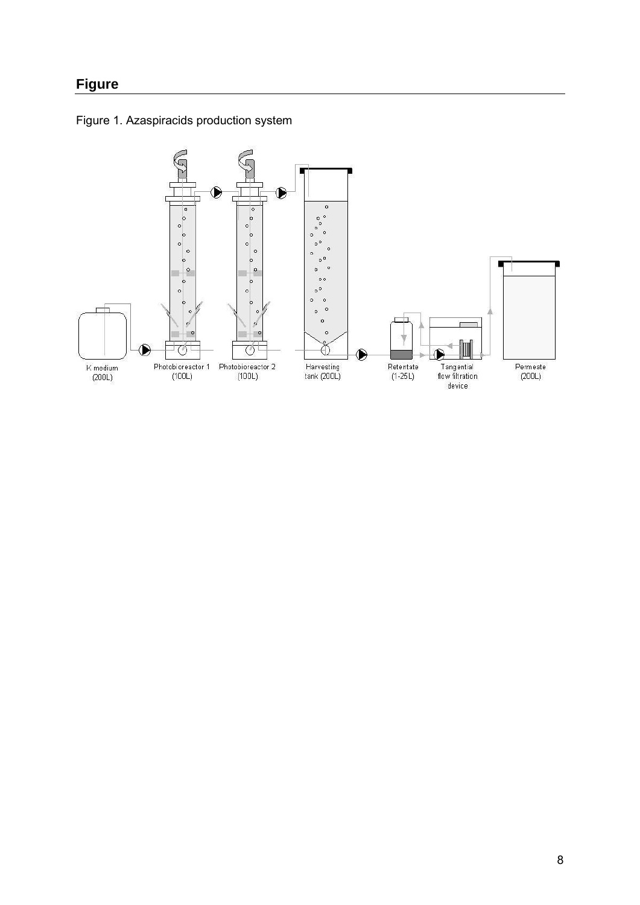## Figure

Figure 1. Azaspiracids production system

K medium
(200L)

Photobioreactor 1
(100L)

Photobioreactor 2
(100L)

Harvesting
tank (200L)

Retentate
(1-25L)

Tangential
flow filtration
device

Permeate
(200L)